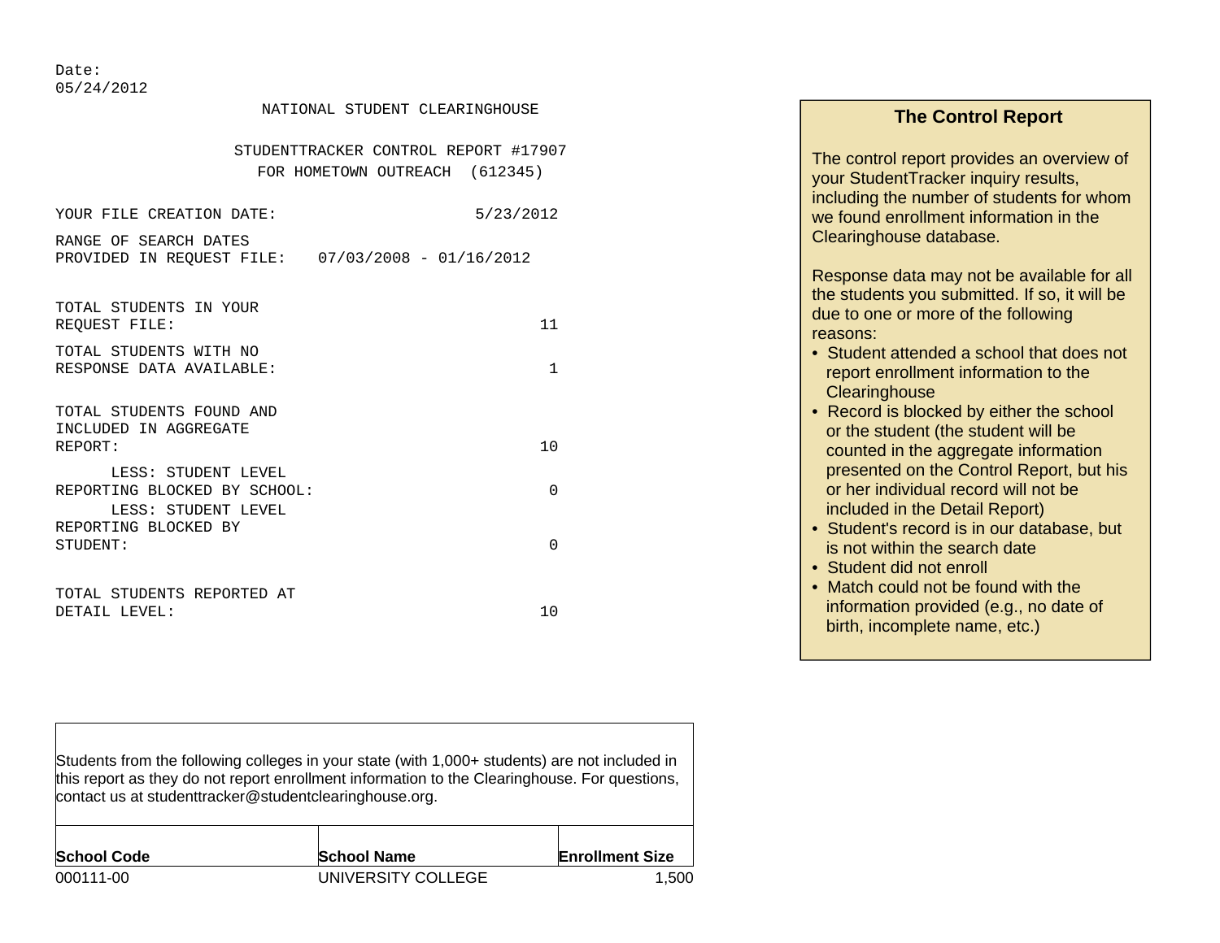Date:
05/24/2012

NATIONAL STUDENT CLEARINGHOUSE

STUDENTTRACKER CONTROL REPORT #17907
FOR HOMETOWN OUTREACH (612345)

| | |
|---|---|
| YOUR FILE CREATION DATE: | 5/23/2012 |
| RANGE OF SEARCH DATES PROVIDED IN REQUEST FILE: | 07/03/2008 - 01/16/2012 |
| TOTAL STUDENTS IN YOUR REQUEST FILE: | 11 |
| TOTAL STUDENTS WITH NO RESPONSE DATA AVAILABLE: | 1 |
| TOTAL STUDENTS FOUND AND INCLUDED IN AGGREGATE REPORT: | 10 |
| LESS: STUDENT LEVEL REPORTING BLOCKED BY SCHOOL: | 0 |
| LESS: STUDENT LEVEL REPORTING BLOCKED BY STUDENT: | 0 |
| TOTAL STUDENTS REPORTED AT DETAIL LEVEL: | 10 |

## The Control Report

The control report provides an overview of your StudentTracker inquiry results, including the number of students for whom we found enrollment information in the Clearinghouse database.

Response data may not be available for all the students you submitted. If so, it will be due to one or more of the following reasons:

- Student attended a school that does not report enrollment information to the Clearinghouse
- Record is blocked by either the school or the student (the student will be counted in the aggregate information presented on the Control Report, but his or her individual record will not be included in the Detail Report)
- Student's record is in our database, but is not within the search date
- Student did not enroll
- Match could not be found with the information provided (e.g., no date of birth, incomplete name, etc.)

Students from the following colleges in your state (with 1,000+ students) are not included in this report as they do not report enrollment information to the Clearinghouse. For questions, contact us at studenttracker@studentclearinghouse.org.

| School Code | School Name | Enrollment Size |
|---|---|---|
| 000111-00 | UNIVERSITY COLLEGE | 1,500 |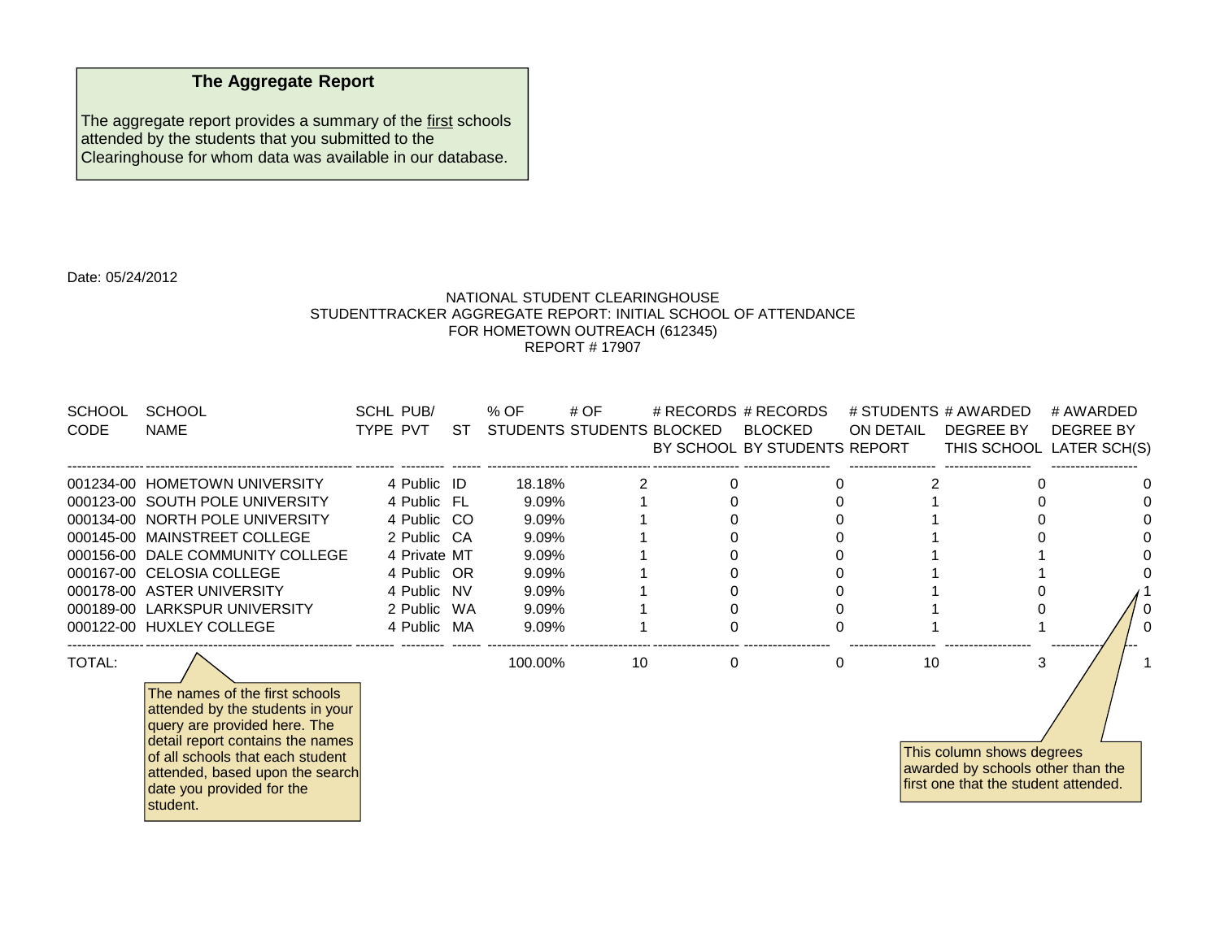## The Aggregate Report

The aggregate report provides a summary of the first schools attended by the students that you submitted to the Clearinghouse for whom data was available in our database.

Date: 05/24/2012

NATIONAL STUDENT CLEARINGHOUSE
STUDENTTRACKER AGGREGATE REPORT: INITIAL SCHOOL OF ATTENDANCE
FOR HOMETOWN OUTREACH (612345)
REPORT # 17907

| SCHOOL CODE | SCHOOL NAME | SCHL TYPE | PUB/ PVT | ST | % OF STUDENTS | # OF STUDENTS | # RECORDS BLOCKED BY SCHOOL | # RECORDS BLOCKED BY STUDENTS | # STUDENTS ON DETAIL REPORT | # AWARDED DEGREE BY THIS SCHOOL | # AWARDED DEGREE BY LATER SCH(S) |
|---|---|---|---|---|---|---|---|---|---|---|---|
| 001234-00 | HOMETOWN UNIVERSITY | 4 | Public | ID | 18.18% | 2 | 0 | 0 | 2 | 0 | 0 |
| 000123-00 | SOUTH POLE UNIVERSITY | 4 | Public | FL | 9.09% | 1 | 0 | 0 | 1 | 0 | 0 |
| 000134-00 | NORTH POLE UNIVERSITY | 4 | Public | CO | 9.09% | 1 | 0 | 0 | 1 | 0 | 0 |
| 000145-00 | MAINSTREET COLLEGE | 2 | Public | CA | 9.09% | 1 | 0 | 0 | 1 | 0 | 0 |
| 000156-00 | DALE COMMUNITY COLLEGE | 4 | Private | MT | 9.09% | 1 | 0 | 0 | 1 | 1 | 0 |
| 000167-00 | CELOSIA COLLEGE | 4 | Public | OR | 9.09% | 1 | 0 | 0 | 1 | 1 | 0 |
| 000178-00 | ASTER UNIVERSITY | 4 | Public | NV | 9.09% | 1 | 0 | 0 | 1 | 0 | 1 |
| 000189-00 | LARKSPUR UNIVERSITY | 2 | Public | WA | 9.09% | 1 | 0 | 0 | 1 | 0 | 0 |
| 000122-00 | HUXLEY COLLEGE | 4 | Public | MA | 9.09% | 1 | 0 | 0 | 1 | 1 | 0 |
| TOTAL: | | | | | 100.00% | 10 | 0 | 0 | 10 | 3 | 1 |

The names of the first schools attended by the students in your query are provided here. The detail report contains the names of all schools that each student attended, based upon the search date you provided for the student.

This column shows degrees awarded by schools other than the first one that the student attended.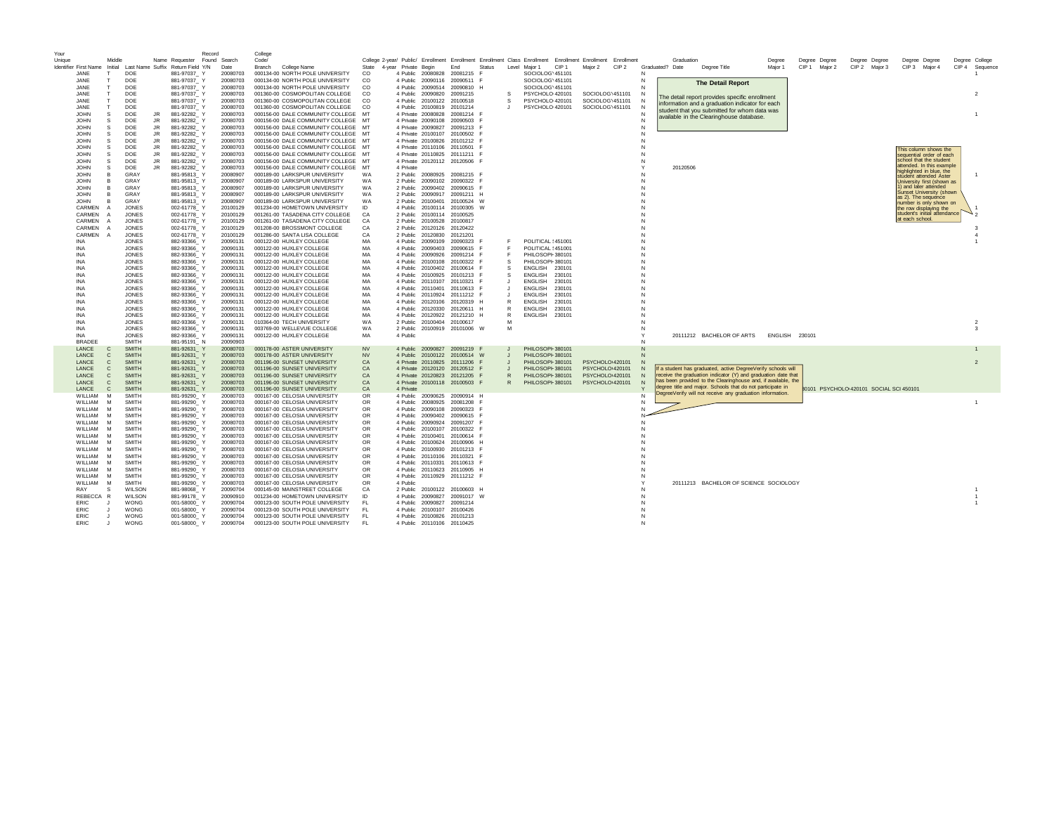| Your Unique Identifier | First Name | Middle Initial | Last Name | Name Suffix | Requester Return Field | Record Found Y/N | Search Date | College Code/ Branch | College Name | College State | 2-year/ 4-year | Public/ Private | Enrollment Begin | Enrollment End | Enrollment Status | Class Level | Enrollment Major 1 | Enrollment CIP 1 | Enrollment Major 2 | Enrollment CIP 2 | Graduated? | Graduation Date | Degree Title | Degree Major 1 | Degree CIP 1 | Degree Major 2 | Degree CIP 2 | Degree Major 3 | Degree CIP 3 | Degree Major 4 | Degree CIP 4 | College Sequence |
|---|---|---|---|---|---|---|---|---|---|---|---|---|---|---|---|---|---|---|---|---|---|---|---|---|---|---|---|---|---|---|---|---|
| | JANE | T | DOE | | 881-97037_ | Y | 20080703 | 000134-00 | NORTH POLE UNIVERSITY | CO | 4 | Public | 20080828 | 20081215 | F | | SOCIOLOG | 451101 | | | N | | | | | | | | | | | 1 |
| | JANE | T | DOE | | 881-97037_ | Y | 20080703 | 000134-00 | NORTH POLE UNIVERSITY | CO | 4 | Public | 20090116 | 20090511 | F | | SOCIOLOG | 451101 | | | N | | | | | | | | | | | |
| | JANE | T | DOE | | 881-97037_ | Y | 20080703 | 000134-00 | NORTH POLE UNIVERSITY | CO | 4 | Public | 20090514 | 20090810 | H | | SOCIOLOG | 451101 | | | N | | | | | | | | | | | |
| | JANE | T | DOE | | 881-97037_ | Y | 20080703 | 001360-00 | COSMOPOLITAN COLLEGE | CO | 4 | Public | 20090820 | 20091215 | | S | PSYCHOLO | 420101 | SOCIOLOG | 451101 | N | | | | | | | | | | | 2 |
| | JANE | T | DOE | | 881-97037_ | Y | 20080703 | 001360-00 | COSMOPOLITAN COLLEGE | CO | 4 | Public | 20100122 | 20100518 | | S | PSYCHOLO | 420101 | SOCIOLOG | 451101 | N | | | | | | | | | | | |
| | JANE | T | DOE | | 881-97037_ | Y | 20080703 | 001360-00 | COSMOPOLITAN COLLEGE | CO | 4 | Public | 20100819 | 20101214 | | J | PSYCHOLO | 420101 | SOCIOLOG | 451101 | N | | | | | | | | | | | |
| | JOHN | S | DOE | JR | 881-92282_ | Y | 20080703 | 000156-00 | DALE COMMUNITY COLLEGE | MT | 4 | Private | 20080828 | 20081214 | F | | | | | | N | | | | | | | | | | | 1 |
| | JOHN | S | DOE | JR | 881-92282_ | Y | 20080703 | 000156-00 | DALE COMMUNITY COLLEGE | MT | 4 | Private | 20090108 | 20090503 | F | | | | | | N | | | | | | | | | | | |
| | JOHN | S | DOE | JR | 881-92282_ | Y | 20080703 | 000156-00 | DALE COMMUNITY COLLEGE | MT | 4 | Private | 20090827 | 20091213 | F | | | | | | N | | | | | | | | | | | |
| | JOHN | S | DOE | JR | 881-92282_ | Y | 20080703 | 000156-00 | DALE COMMUNITY COLLEGE | MT | 4 | Private | 20100107 | 20100502 | F | | | | | | N | | | | | | | | | | | |
| | JOHN | S | DOE | JR | 881-92282_ | Y | 20080703 | 000156-00 | DALE COMMUNITY COLLEGE | MT | 4 | Private | 20100826 | 20101212 | F | | | | | | N | | | | | | | | | | | |
| | JOHN | S | DOE | JR | 881-92282_ | Y | 20080703 | 000156-00 | DALE COMMUNITY COLLEGE | MT | 4 | Private | 20110106 | 20110501 | F | | | | | | N | | | | | | | | | | | |
| | JOHN | S | DOE | JR | 881-92282_ | Y | 20080703 | 000156-00 | DALE COMMUNITY COLLEGE | MT | 4 | Private | 20110825 | 20111211 | F | | | | | | N | | | | | | | | | | | |
| | JOHN | S | DOE | JR | 881-92282_ | Y | 20080703 | 000156-00 | DALE COMMUNITY COLLEGE | MT | 4 | Private | 20120112 | 20120506 | F | | | | | | N | | | | | | | | | | | |
| | JOHN | S | DOE | JR | 881-92282_ | Y | 20080703 | 000156-00 | DALE COMMUNITY COLLEGE | MT | 4 | Private | | | | | | | | | Y | 20120506 | | | | | | | | | | |
| | JOHN | B | GRAY | | 881-95813_ | Y | 20080907 | 000189-00 | LARKSPUR UNIVERSITY | WA | 2 | Public | 20080925 | 20081215 | F | | | | | | N | | | | | | | | | | | 1 |
| | JOHN | B | GRAY | | 881-95813_ | Y | 20080907 | 000189-00 | LARKSPUR UNIVERSITY | WA | 2 | Public | 20090102 | 20090322 | F | | | | | | N | | | | | | | | | | | |
| | JOHN | B | GRAY | | 881-95813_ | Y | 20080907 | 000189-00 | LARKSPUR UNIVERSITY | WA | 2 | Public | 20090402 | 20090615 | F | | | | | | N | | | | | | | | | | | |
| | JOHN | B | GRAY | | 881-95813_ | Y | 20080907 | 000189-00 | LARKSPUR UNIVERSITY | WA | 2 | Public | 20090917 | 20091211 | H | | | | | | N | | | | | | | | | | | |
| | JOHN | B | GRAY | | 881-95813_ | Y | 20080907 | 000189-00 | LARKSPUR UNIVERSITY | WA | 2 | Public | 20100401 | 20100524 | W | | | | | | N | | | | | | | | | | | |
| | CARMEN | A | JONES | | 002-61778_ | Y | 20100129 | 001234-00 | HOMETOWN UNIVERSITY | ID | 4 | Public | 20100114 | 20100305 | W | | | | | | N | | | | | | | | | | | 1 |
| | CARMEN | A | JONES | | 002-61778_ | Y | 20100129 | 001261-00 | TASADENA CITY COLLEGE | CA | 2 | Public | 20100114 | 20100525 | | | | | | | N | | | | | | | | | | | 2 |
| | CARMEN | A | JONES | | 002-61778_ | Y | 20100129 | 001261-00 | TASADENA CITY COLLEGE | CA | 2 | Public | 20100528 | 20100817 | | | | | | | N | | | | | | | | | | | |
| | CARMEN | A | JONES | | 002-61778_ | Y | 20100129 | 001208-00 | BROSSMONT COLLEGE | CA | 2 | Public | 20120126 | 20120422 | | | | | | | N | | | | | | | | | | | 3 |
| | CARMEN | A | JONES | | 002-61778_ | Y | 20100129 | 001286-00 | SANTA LISA COLLEGE | CA | 2 | Public | 20120830 | 20121201 | | | | | | | N | | | | | | | | | | | 4 |
| | INA | | JONES | | 882-93366_ | Y | 20090131 | 000122-00 | HUXLEY COLLEGE | MA | 4 | Public | 20090109 | 20090323 | F | F | POLITICAL S | 451001 | | | N | | | | | | | | | | | 1 |
| | INA | | JONES | | 882-93366_ | Y | 20090131 | 000122-00 | HUXLEY COLLEGE | MA | 4 | Public | 20090403 | 20090615 | F | F | POLITICAL S | 451001 | | | N | | | | | | | | | | | |
| | INA | | JONES | | 882-93366_ | Y | 20090131 | 000122-00 | HUXLEY COLLEGE | MA | 4 | Public | 20090926 | 20091214 | F | F | PHILOSOPH | 380101 | | | N | | | | | | | | | | | |
| | INA | | JONES | | 882-93366_ | Y | 20090131 | 000122-00 | HUXLEY COLLEGE | MA | 4 | Public | 20100108 | 20100322 | F | S | PHILOSOPH | 380101 | | | N | | | | | | | | | | | |
| | INA | | JONES | | 882-93366_ | Y | 20090131 | 000122-00 | HUXLEY COLLEGE | MA | 4 | Public | 20100402 | 20100614 | F | S | ENGLISH | 230101 | | | N | | | | | | | | | | | |
| | INA | | JONES | | 882-93366_ | Y | 20090131 | 000122-00 | HUXLEY COLLEGE | MA | 4 | Public | 20100925 | 20101213 | F | S | ENGLISH | 230101 | | | N | | | | | | | | | | | |
| | INA | | JONES | | 882-93366_ | Y | 20090131 | 000122-00 | HUXLEY COLLEGE | MA | 4 | Public | 20110107 | 20110321 | F | J | ENGLISH | 230101 | | | N | | | | | | | | | | | |
| | INA | | JONES | | 882-93366_ | Y | 20090131 | 000122-00 | HUXLEY COLLEGE | MA | 4 | Public | 20110401 | 20110613 | F | J | ENGLISH | 230101 | | | N | | | | | | | | | | | |
| | INA | | JONES | | 882-93366_ | Y | 20090131 | 000122-00 | HUXLEY COLLEGE | MA | 4 | Public | 20110924 | 20111212 | F | J | ENGLISH | 230101 | | | N | | | | | | | | | | | |
| | INA | | JONES | | 882-93366_ | Y | 20090131 | 000122-00 | HUXLEY COLLEGE | MA | 4 | Public | 20120106 | 20120319 | H | R | ENGLISH | 230101 | | | N | | | | | | | | | | | |
| | INA | | JONES | | 882-93366_ | Y | 20090131 | 000122-00 | HUXLEY COLLEGE | MA | 4 | Public | 20120330 | 20120611 | H | R | ENGLISH | 230101 | | | N | | | | | | | | | | | |
| | INA | | JONES | | 882-93366_ | Y | 20090131 | 000122-00 | HUXLEY COLLEGE | MA | 4 | Public | 20120922 | 20121210 | H | R | ENGLISH | 230101 | | | N | | | | | | | | | | | |
| | INA | | JONES | | 882-93366_ | Y | 20090131 | 010364-00 | TECH UNIVERSITY | WA | 2 | Public | 20100404 | 20100617 | | M | | | | | N | | | | | | | | | | | 2 |
| | INA | | JONES | | 882-93366_ | Y | 20090131 | 003769-00 | WELLEVUE COLLEGE | WA | 2 | Public | 20100919 | 20101006 | W | M | | | | | N | | | | | | | | | | | 3 |
| | INA | | JONES | | 882-93366_ | Y | 20090131 | 000122-00 | HUXLEY COLLEGE | MA | 4 | Public | | | | | | | | | Y | 20111212 | BACHELOR OF ARTS | ENGLISH | 230101 | | | | | | | |
| | BRADEE | | SMITH | | 881-95191_ | N | 20090903 | | | | | | | | | | | | | | N | | | | | | | | | | | |
| | LANCE | C | SMITH | | 881-92631_ | Y | 20080703 | 000178-00 | ASTER UNIVERSITY | NV | 4 | Public | 20090827 | 20091219 | F | J | PHILOSOPH | 380101 | | | N | | | | | | | | | | | 1 |
| | LANCE | C | SMITH | | 881-92631_ | Y | 20080703 | 000178-00 | ASTER UNIVERSITY | NV | 4 | Public | 20100122 | 20100514 | W | J | PHILOSOPH | 380101 | | | N | | | | | | | | | | | |
| | LANCE | C | SMITH | | 881-92631_ | Y | 20080703 | 001196-00 | SUNSET UNIVERSITY | CA | 4 | Private | 20110825 | 20111206 | F | J | PHILOSOPH | 380101 | PSYCHOLO | 420101 | N | | | | | | | | | | | 2 |
| | LANCE | C | SMITH | | 881-92631_ | Y | 20080703 | 001196-00 | SUNSET UNIVERSITY | CA | 4 | Private | 20120120 | 20120512 | F | J | PHILOSOPH | 380101 | PSYCHOLO | 420101 | N | | | | | | | | | | | |
| | LANCE | C | SMITH | | 881-92631_ | Y | 20080703 | 001196-00 | SUNSET UNIVERSITY | CA | 4 | Private | 20120823 | 20121205 | F | R | PHILOSOPH | 380101 | PSYCHOLO | 420101 | N | | | | | | | | | | | |
| | LANCE | C | SMITH | | 881-92631_ | Y | 20080703 | 001196-00 | SUNSET UNIVERSITY | CA | 4 | Private | 20100118 | 20100503 | F | R | PHILOSOPH | 380101 | PSYCHOLO | 420101 | N | | | | | | | | | | | |
| | LANCE | C | SMITH | | 881-92631_ | Y | 20080703 | 001196-00 | SUNSET UNIVERSITY | CA | 4 | Private | | | | | | | | | Y | | | | 30101 | PSYCHOLO | 420101 | SOCIAL SCI | 450101 | | | |
| | WILLIAM | M | SMITH | | 881-99290_ | Y | 20080703 | 000167-00 | CELOSIA UNIVERSITY | OR | 4 | Public | 20090625 | 20090914 | H | | | | | | N | | | | | | | | | | | |
| | WILLIAM | M | SMITH | | 881-99290_ | Y | 20080703 | 000167-00 | CELOSIA UNIVERSITY | OR | 4 | Public | 20080925 | 20081208 | F | | | | | | N | | | | | | | | | | | 1 |
| | WILLIAM | M | SMITH | | 881-99290_ | Y | 20080703 | 000167-00 | CELOSIA UNIVERSITY | OR | 4 | Public | 20090108 | 20090323 | F | | | | | | N | | | | | | | | | | | |
| | WILLIAM | M | SMITH | | 881-99290_ | Y | 20080703 | 000167-00 | CELOSIA UNIVERSITY | OR | 4 | Public | 20090402 | 20090615 | F | | | | | | N | | | | | | | | | | | |
| | WILLIAM | M | SMITH | | 881-99290_ | Y | 20080703 | 000167-00 | CELOSIA UNIVERSITY | OR | 4 | Public | 20090924 | 20091207 | F | | | | | | N | | | | | | | | | | | |
| | WILLIAM | M | SMITH | | 881-99290_ | Y | 20080703 | 000167-00 | CELOSIA UNIVERSITY | OR | 4 | Public | 20100107 | 20100322 | F | | | | | | N | | | | | | | | | | | |
| | WILLIAM | M | SMITH | | 881-99290_ | Y | 20080703 | 000167-00 | CELOSIA UNIVERSITY | OR | 4 | Public | 20100401 | 20100614 | F | | | | | | N | | | | | | | | | | | |
| | WILLIAM | M | SMITH | | 881-99290_ | Y | 20080703 | 000167-00 | CELOSIA UNIVERSITY | OR | 4 | Public | 20100624 | 20100906 | H | | | | | | N | | | | | | | | | | | |
| | WILLIAM | M | SMITH | | 881-99290_ | Y | 20080703 | 000167-00 | CELOSIA UNIVERSITY | OR | 4 | Public | 20100930 | 20101213 | F | | | | | | N | | | | | | | | | | | |
| | WILLIAM | M | SMITH | | 881-99290_ | Y | 20080703 | 000167-00 | CELOSIA UNIVERSITY | OR | 4 | Public | 20110106 | 20110321 | F | | | | | | N | | | | | | | | | | | |
| | WILLIAM | M | SMITH | | 881-99290_ | Y | 20080703 | 000167-00 | CELOSIA UNIVERSITY | OR | 4 | Public | 20110331 | 20110613 | F | | | | | | N | | | | | | | | | | | |
| | WILLIAM | M | SMITH | | 881-99290_ | Y | 20080703 | 000167-00 | CELOSIA UNIVERSITY | OR | 4 | Public | 20110623 | 20110905 | H | | | | | | N | | | | | | | | | | | |
| | WILLIAM | M | SMITH | | 881-99290_ | Y | 20080703 | 000167-00 | CELOSIA UNIVERSITY | OR | 4 | Public | 20110929 | 20111212 | F | | | | | | N | | | | | | | | | | | |
| | WILLIAM | M | SMITH | | 881-99290_ | Y | 20080703 | 000167-00 | CELOSIA UNIVERSITY | OR | 4 | Public | | | | | | | | | Y | 20111213 | BACHELOR OF SCIENCE | SOCIOLOGY | | | | | | | | |
| | RAY | S | WILSON | | 881-98068_ | Y | 20090704 | 000145-00 | MAINSTREET COLLEGE | CA | 2 | Public | 20100122 | 20100603 | H | | | | | | N | | | | | | | | | | | 1 |
| | REBECCA | R | WILSON | | 881-99178_ | Y | 20090910 | 001234-00 | HOMETOWN UNIVERSITY | ID | 4 | Public | 20090827 | 20091017 | W | | | | | | N | | | | | | | | | | | 1 |
| | ERIC | J | WONG | | 001-58000_ | Y | 20090704 | 000123-00 | SOUTH POLE UNIVERSITY | FL | 4 | Public | 20090827 | 20091214 | | | | | | | N | | | | | | | | | | | 1 |
| | ERIC | J | WONG | | 001-58000_ | Y | 20090704 | 000123-00 | SOUTH POLE UNIVERSITY | FL | 4 | Public | 20100107 | 20100426 | | | | | | | N | | | | | | | | | | | |
| | ERIC | J | WONG | | 001-58000_ | Y | 20090704 | 000123-00 | SOUTH POLE UNIVERSITY | FL | 4 | Public | 20100826 | 20101213 | | | | | | | N | | | | | | | | | | | |
| | ERIC | J | WONG | | 001-58000_ | Y | 20090704 | 000123-00 | SOUTH POLE UNIVERSITY | FL | 4 | Public | 20110106 | 20110425 | | | | | | | N | | | | | | | | | | | |

**The Detail Report**

The detail report provides specific enrollment information and a graduation indicator for each student that you submitted for whom data was available in the Clearinghouse database.

This column shows the sequential order of each school that the student attended. In this example highlighted in blue, the student attended Aster University first (shown as 1) and later attended Sunset University (shown as 2). The sequence number is only shown on the row displaying the student's initial attendance at each school.

If a student has graduated, active DegreeVerify schools will receive the graduation indicator (Y) and graduation date that has been provided to the Clearinghouse and, if available, the degree title and major. Schools that do not participate in DegreeVerify will not receive any graduation information.